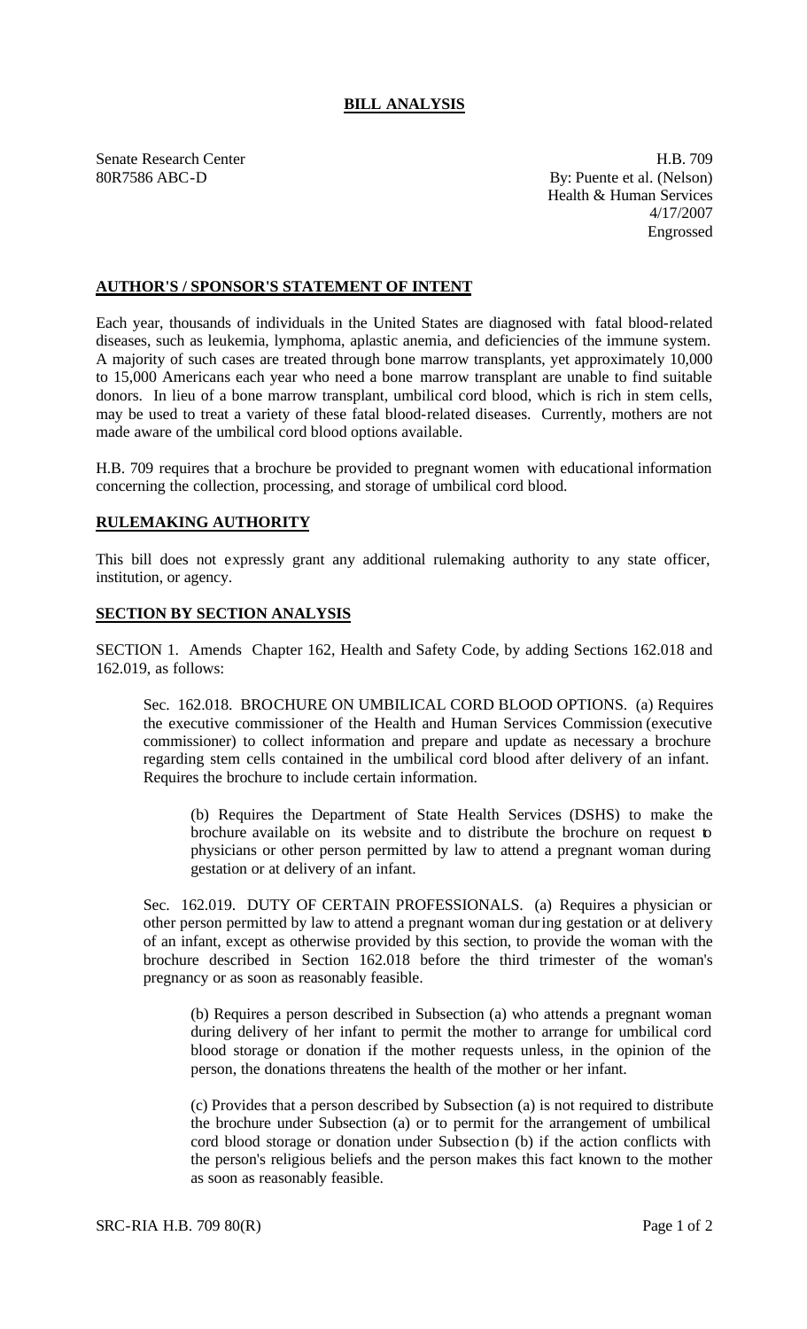# BILL ANALYSIS

Senate Research Center
80R7586 ABC-D

H.B. 709
By: Puente et al. (Nelson)
Health & Human Services
4/17/2007
Engrossed

## AUTHOR'S / SPONSOR'S STATEMENT OF INTENT

Each year, thousands of individuals in the United States are diagnosed with fatal blood-related diseases, such as leukemia, lymphoma, aplastic anemia, and deficiencies of the immune system. A majority of such cases are treated through bone marrow transplants, yet approximately 10,000 to 15,000 Americans each year who need a bone marrow transplant are unable to find suitable donors. In lieu of a bone marrow transplant, umbilical cord blood, which is rich in stem cells, may be used to treat a variety of these fatal blood-related diseases. Currently, mothers are not made aware of the umbilical cord blood options available.

H.B. 709 requires that a brochure be provided to pregnant women with educational information concerning the collection, processing, and storage of umbilical cord blood.

## RULEMAKING AUTHORITY

This bill does not expressly grant any additional rulemaking authority to any state officer, institution, or agency.

## SECTION BY SECTION ANALYSIS

SECTION 1. Amends Chapter 162, Health and Safety Code, by adding Sections 162.018 and 162.019, as follows:

Sec. 162.018. BROCHURE ON UMBILICAL CORD BLOOD OPTIONS. (a) Requires the executive commissioner of the Health and Human Services Commission (executive commissioner) to collect information and prepare and update as necessary a brochure regarding stem cells contained in the umbilical cord blood after delivery of an infant. Requires the brochure to include certain information.

(b) Requires the Department of State Health Services (DSHS) to make the brochure available on its website and to distribute the brochure on request to physicians or other person permitted by law to attend a pregnant woman during gestation or at delivery of an infant.

Sec. 162.019. DUTY OF CERTAIN PROFESSIONALS. (a) Requires a physician or other person permitted by law to attend a pregnant woman during gestation or at delivery of an infant, except as otherwise provided by this section, to provide the woman with the brochure described in Section 162.018 before the third trimester of the woman's pregnancy or as soon as reasonably feasible.

(b) Requires a person described in Subsection (a) who attends a pregnant woman during delivery of her infant to permit the mother to arrange for umbilical cord blood storage or donation if the mother requests unless, in the opinion of the person, the donations threatens the health of the mother or her infant.

(c) Provides that a person described by Subsection (a) is not required to distribute the brochure under Subsection (a) or to permit for the arrangement of umbilical cord blood storage or donation under Subsection (b) if the action conflicts with the person's religious beliefs and the person makes this fact known to the mother as soon as reasonably feasible.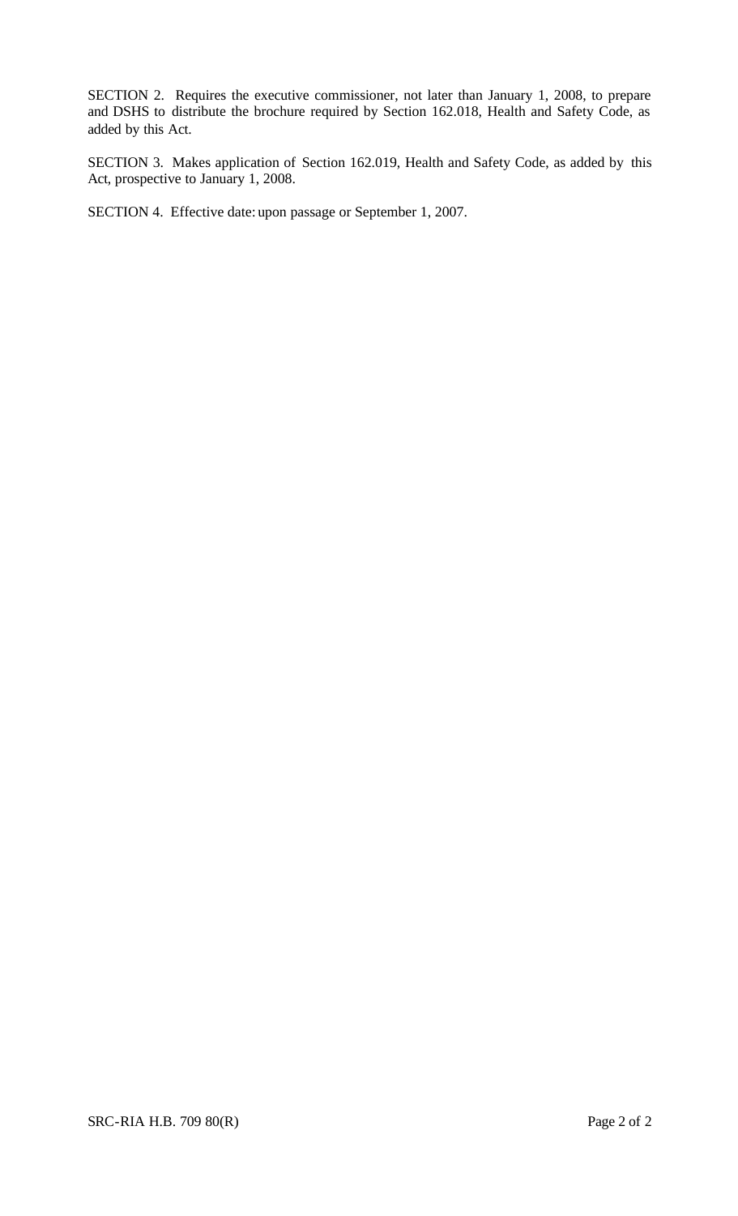SECTION 2. Requires the executive commissioner, not later than January 1, 2008, to prepare and DSHS to distribute the brochure required by Section 162.018, Health and Safety Code, as added by this Act.

SECTION 3. Makes application of Section 162.019, Health and Safety Code, as added by this Act, prospective to January 1, 2008.

SECTION 4. Effective date: upon passage or September 1, 2007.